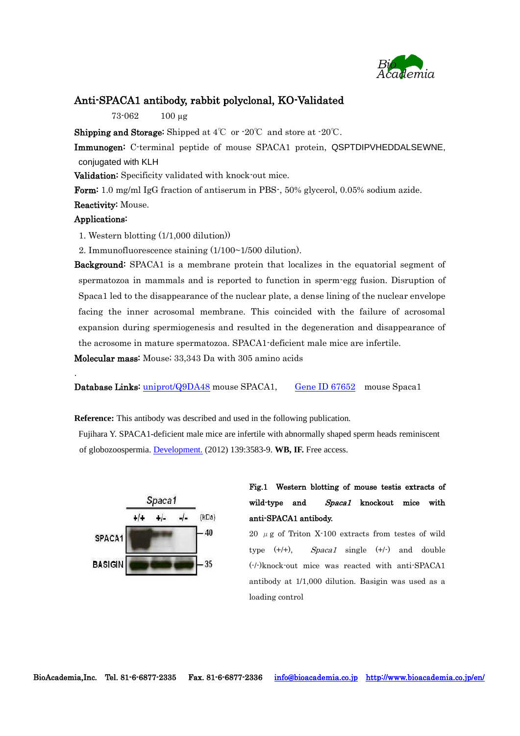# Anti-SPACA1 antibody, rabbit polyclonal, KO-Validated

73-062 100 μg

**Shipping and Storage:** Shipped at 4℃ or -20℃ and store at -20℃.

**Immunogen:** C-terminal peptide of mouse SPACA1 protein, QSPTDIPVHEDDALSEWNE, conjugated with KLH

**Validation:** Specificity validated with knock-out mice.

**Form:** 1.0 mg/ml IgG fraction of antiserum in PBS-, 50% glycerol, 0.05% sodium azide.

**Reactivity:** Mouse.

**Applications:**

1. Western blotting (1/1,000 dilution))
2. Immunofluorescence staining (1/100~1/500 dilution).

**Background:** SPACA1 is a membrane protein that localizes in the equatorial segment of spermatozoa in mammals and is reported to function in sperm-egg fusion. Disruption of Spaca1 led to the disappearance of the nuclear plate, a dense lining of the nuclear envelope facing the inner acrosomal membrane. This coincided with the failure of acrosomal expansion during spermiogenesis and resulted in the degeneration and disappearance of the acrosome in mature spermatozoa. SPACA1-deficient male mice are infertile.

**Molecular mass:** Mouse; 33,343 Da with 305 amino acids

.

**Database Links:** uniprot/Q9DA48 mouse SPACA1, Gene ID 67652 mouse Spaca1

**Reference:** This antibody was described and used in the following publication.

Fujihara Y. SPACA1-deficient male mice are infertile with abnormally shaped sperm heads reminiscent of globozoospermia. Development. (2012) 139:3583-9. **WB, IF.** Free access.

Spaca1: +/+ +/- -/- (kDa)

SPACA1 — 40

BASIGIN — 35

**Fig.1 Western blotting of mouse testis extracts of wild-type and *Spaca1* knockout mice with anti-SPACA1 antibody.**

20 μg of Triton X-100 extracts from testes of wild type (+/+), *Spaca1* single (+/-) and double (-/-)knock-out mice was reacted with anti-SPACA1 antibody at 1/1,000 dilution. Basigin was used as a loading control

BioAcademia,Inc. Tel. 81-6-6877-2335 Fax. 81-6-6877-2336 info@bioacademia.co.jp http://www.bioacademia.co.jp/en/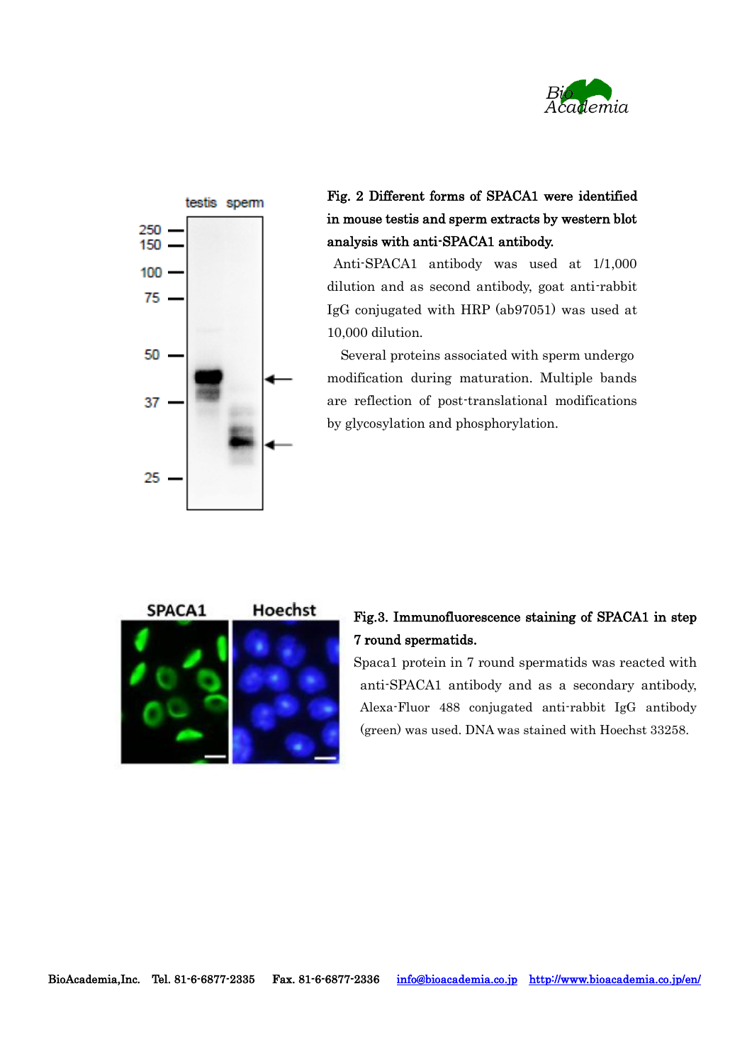testis sperm

250
150
100
75
50
37
25

**Fig. 2 Different forms of SPACA1 were identified in mouse testis and sperm extracts by western blot analysis with anti-SPACA1 antibody.**

Anti-SPACA1 antibody was used at 1/1,000 dilution and as second antibody, goat anti-rabbit IgG conjugated with HRP (ab97051) was used at 10,000 dilution.

Several proteins associated with sperm undergo modification during maturation. Multiple bands are reflection of post-translational modifications by glycosylation and phosphorylation.

SPACA1 Hoechst

**Fig.3. Immunofluorescence staining of SPACA1 in step 7 round spermatids.**

Spaca1 protein in 7 round spermatids was reacted with anti-SPACA1 antibody and as a secondary antibody, Alexa-Fluor 488 conjugated anti-rabbit IgG antibody (green) was used. DNA was stained with Hoechst 33258.